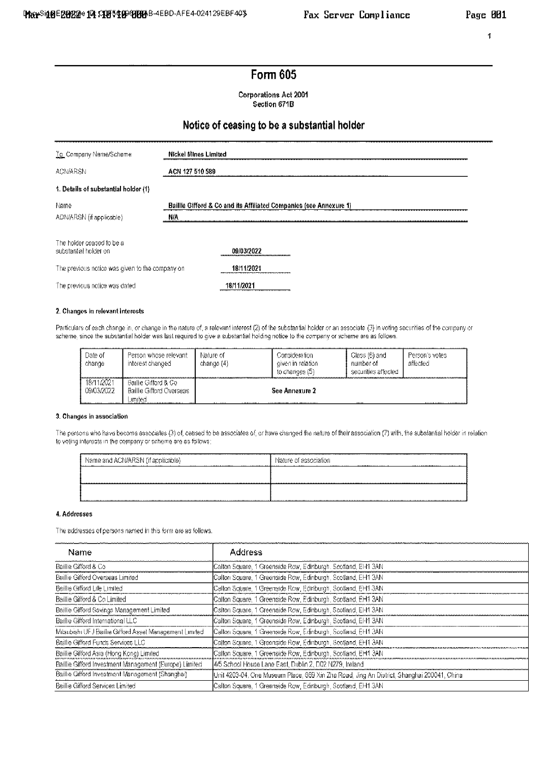# Form 605

**Corporations Act 2001**
**Section 671B**

## Notice of ceasing to be a substantial holder

| | |
|---|---|
| To Company Name/Scheme | **Nickel Mines Limited** |
| ACN/ARSN | **ACN 127 510 589** |

**1. Details of substantial holder (1)**

| | |
|---|---|
| Name | **Baillie Gifford & Co and its Affiliated Companies (see Annexure 1)** |
| ACN/ARSN (if applicable) | **N/A** |

| | |
|---|---|
| The holder ceased to be a substantial holder on | **09/03/2022** |
| The previous notice was given to the company on | **18/11/2021** |
| The previous notice was dated | **18/11/2021** |

**2. Changes in relevant interests**

Particulars of each change in, or change in the nature of, a relevant interest (2) of the substantial holder or an associate (3) in voting securities of the company or scheme, since the substantial holder was last required to give a substantial holding notice to the company or scheme are as follows:

| Date of change | Person whose relevant interest changed | Nature of change (4) | Consideration given in relation to changes (5) | Class (6) and number of securities affected | Person's votes affected |
|---|---|---|---|---|---|
| 19/11/2021<br>09/03/2022 | Baillie Gifford & Co<br>Baillie Gifford Overseas Limited | **See Annexure 2** | | | |

**3. Changes in association**

The persons who have become associates (3) of, ceased to be associates of, or have changed the nature of their association (7) with, the substantial holder in relation to voting interests in the company or scheme are as follows:

| Name and ACN/ARSN (if applicable) | Nature of association |
|---|---|
| | |
| | |

**4. Addresses**

The addresses of persons named in this form are as follows:

| Name | Address |
|---|---|
| Baillie Gifford & Co | Calton Square, 1 Greenside Row, Edinburgh, Scotland, EH1 3AN |
| Baillie Gifford Overseas Limited | Calton Square, 1 Greenside Row, Edinburgh, Scotland, EH1 3AN |
| Baillie Gifford Life Limited | Calton Square, 1 Greenside Row, Edinburgh, Scotland, EH1 3AN |
| Baillie Gifford & Co Limited | Calton Square, 1 Greenside Row, Edinburgh, Scotland, EH1 3AN |
| Baillie Gifford Savings Management Limited | Calton Square, 1 Greenside Row, Edinburgh, Scotland, EH1 3AN |
| Baillie Gifford International LLC | Calton Square, 1 Greenside Row, Edinburgh, Scotland, EH1 3AN |
| Mitsubishi UFJ Baillie Gifford Asset Management Limited | Calton Square, 1 Greenside Row, Edinburgh, Scotland, EH1 3AN |
| Baillie Gifford Funds Services LLC | Calton Square, 1 Greenside Row, Edinburgh, Scotland, EH1 3AN |
| Baillie Gifford Asia (Hong Kong) Limited | Calton Square, 1 Greenside Row, Edinburgh, Scotland, EH1 3AN |
| Baillie Gifford Investment Management (Europe) Limited | 4/5 School House Lane East, Dublin 2, D02 N279, Ireland |
| Baillie Gifford Investment Management (Shanghai) | Unit 4203-04, One Museum Place, 669 Xin Zha Road, Jing An District, Shanghai 200041, China |
| Baillie Gifford Services Limited | Calton Square, 1 Greenside Row, Edinburgh, Scotland, EH1 3AN |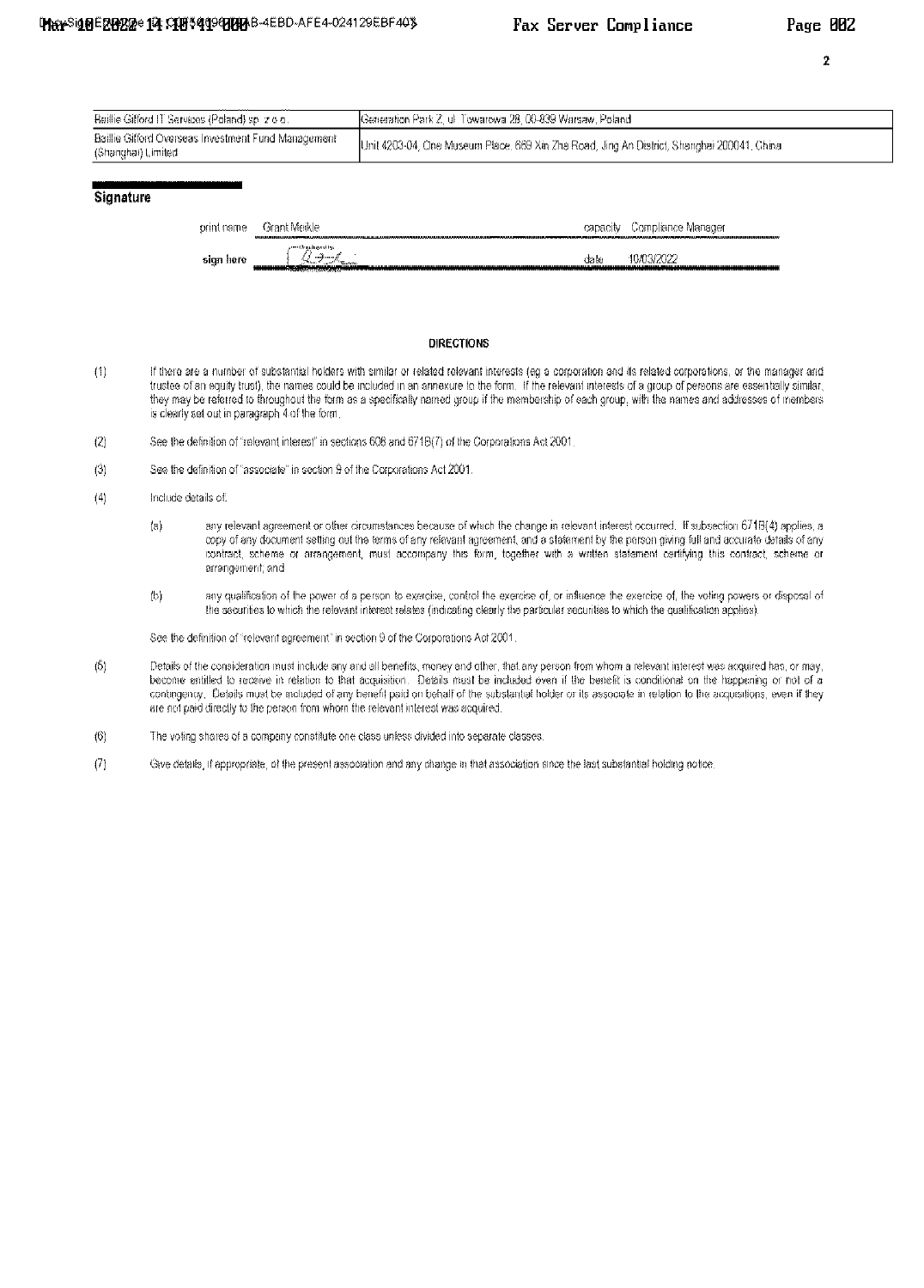| | |
|---|---|
| Baillie Gifford IT Services (Poland) sp. z o.o. | Generation Park Z, ul. Towarowa 28, 00-839 Warsaw, Poland |
| Baillie Gifford Overseas Investment Fund Management (Shanghai) Limited | Unit 4203-04, One Museum Place, 669 Xin Zha Road, Jing An District, Shanghai 200041, China |

## Signature

print name Grant Meikle capacity Compliance Manager

sign here date 10/03/2022

### DIRECTIONS

(1) If there are a number of substantial holders with similar or related relevant interests (eg a corporation and its related corporations, or the manager and trustee of an equity trust), the names could be included in an annexure to the form. If the relevant interests of a group of persons are essentially similar, they may be referred to throughout the form as a specifically named group if the membership of each group, with the names and addresses of members is clearly set out in paragraph 4 of the form.

(2) See the definition of "relevant interest" in sections 608 and 671B(7) of the Corporations Act 2001.

(3) See the definition of "associate" in section 9 of the Corporations Act 2001.

(4) Include details of:

(a) any relevant agreement or other circumstances because of which the change in relevant interest occurred. If subsection 671B(4) applies, a copy of any document setting out the terms of any relevant agreement, and a statement by the person giving full and accurate details of any contract, scheme or arrangement, must accompany this form, together with a written statement certifying this contract, scheme or arrangement; and

(b) any qualification of the power of a person to exercise, control the exercise of, or influence the exercise of, the voting powers or disposal of the securities to which the relevant interest relates (indicating clearly the particular securities to which the qualification applies).

See the definition of "relevant agreement" in section 9 of the Corporations Act 2001.

(5) Details of the consideration must include any and all benefits, money and other, that any person from whom a relevant interest was acquired has, or may, become entitled to receive in relation to that acquisition. Details must be included even if the benefit is conditional on the happening or not of a contingency. Details must be included of any benefit paid on behalf of the substantial holder or its associate in relation to the acquisitions, even if they are not paid directly to the person from whom the relevant interest was acquired.

(6) The voting shares of a company constitute one class unless divided into separate classes.

(7) Give details, if appropriate, of the present association and any change in that association since the last substantial holding notice.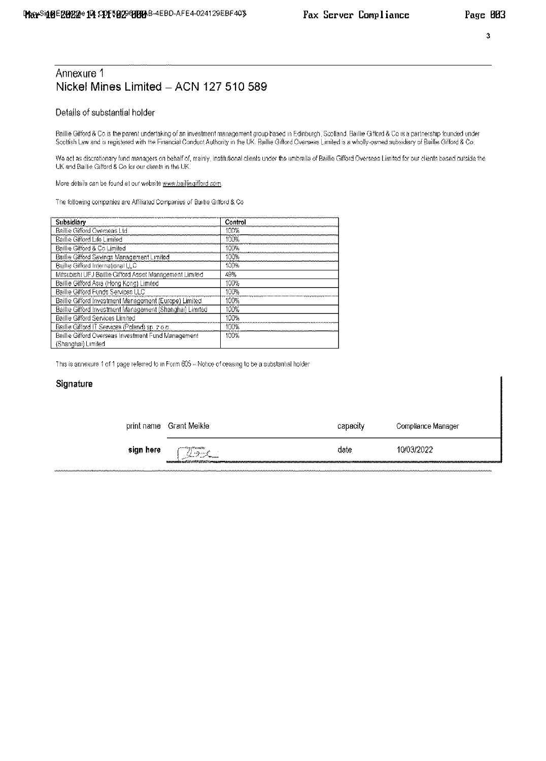## Annexure 1
## Nickel Mines Limited – ACN 127 510 589

### Details of substantial holder

Baillie Gifford & Co is the parent undertaking of an investment management group based in Edinburgh, Scotland. Baillie Gifford & Co is a partnership founded under Scottish Law and is registered with the Financial Conduct Authority in the UK. Baillie Gifford Overseas Limited is a wholly-owned subsidiary of Baillie Gifford & Co.

We act as discretionary fund managers on behalf of, mainly, institutional clients under the umbrella of Baillie Gifford Overseas Limited for our clients based outside the UK and Baillie Gifford & Co for our clients in the UK.

More details can be found at our website www.bailliegifford.com.

The following companies are Affiliated Companies of Baillie Gifford & Co

| Subsidiary | Control |
|---|---|
| Baillie Gifford Overseas Ltd | 100% |
| Baillie Gifford Life Limited | 100% |
| Baillie Gifford & Co Limited | 100% |
| Baillie Gifford Savings Management Limited | 100% |
| Baillie Gifford International LLC | 100% |
| Mitsubishi UFJ Baillie Gifford Asset Management Limited | 49% |
| Baillie Gifford Asia (Hong Kong) Limited | 100% |
| Baillie Gifford Funds Services LLC | 100% |
| Baillie Gifford Investment Management (Europe) Limited | 100% |
| Baillie Gifford Investment Management (Shanghai) Limited | 100% |
| Baillie Gifford Services Limited | 100% |
| Baillie Gifford IT Services (Poland) sp. z o.o. | 100% |
| Baillie Gifford Overseas Investment Fund Management (Shanghai) Limited | 100% |

This is annexure 1 of 1 page referred to in Form 605 – Notice of ceasing to be a substantial holder

### Signature

| | | | |
|---|---|---|---|
| print name | Grant Meikle | capacity | Compliance Manager |
| **sign here** | | date | 10/03/2022 |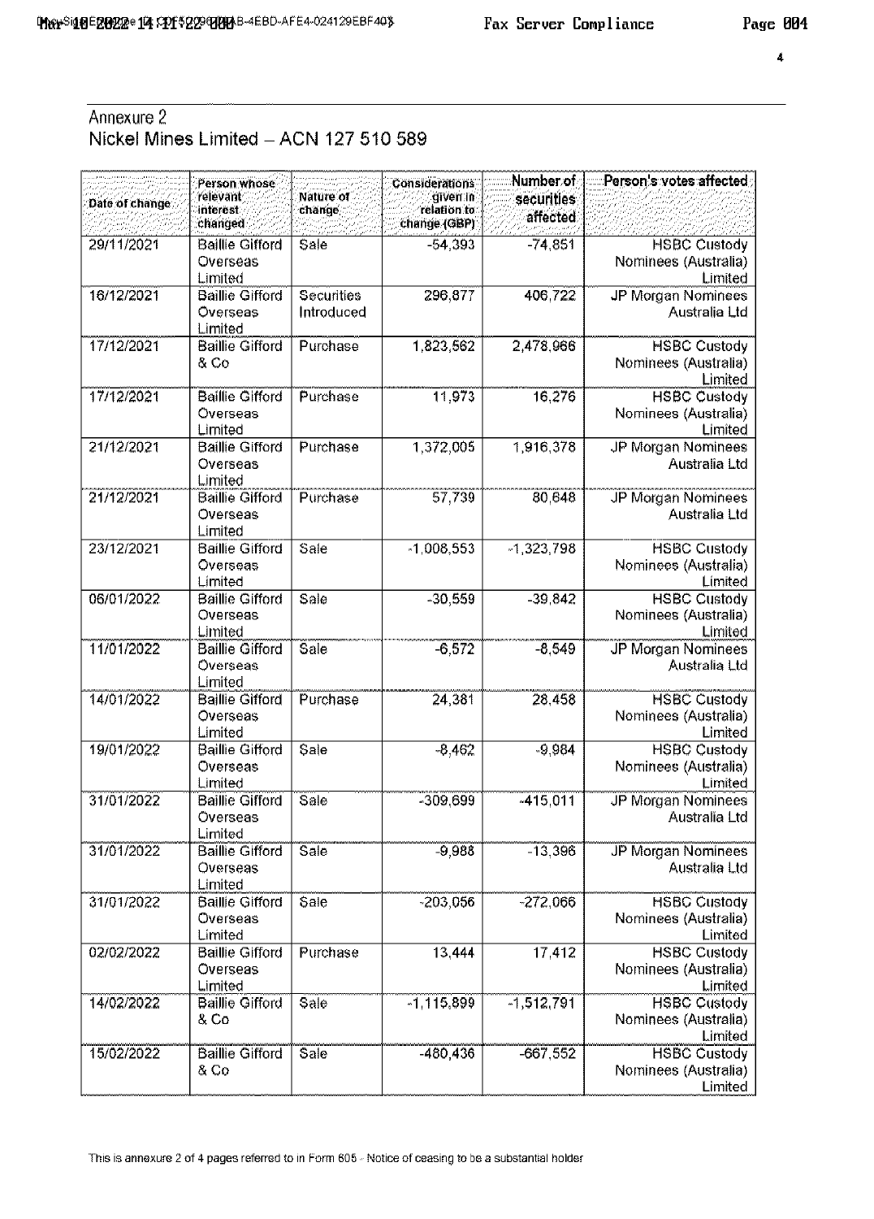Annexure 2

Nickel Mines Limited – ACN 127 510 589

| Date of change | Person whose relevant interest changed | Nature of change | Considerations given in relation to change (GBP) | Number of securities affected | Person's votes affected |
|---|---|---|---|---|---|
| 29/11/2021 | Baillie Gifford Overseas Limited | Sale | -54,393 | -74,851 | HSBC Custody Nominees (Australia) Limited |
| 16/12/2021 | Baillie Gifford Overseas Limited | Securities Introduced | 296,877 | 406,722 | JP Morgan Nominees Australia Ltd |
| 17/12/2021 | Baillie Gifford & Co | Purchase | 1,823,562 | 2,478,966 | HSBC Custody Nominees (Australia) Limited |
| 17/12/2021 | Baillie Gifford Overseas Limited | Purchase | 11,973 | 16,276 | HSBC Custody Nominees (Australia) Limited |
| 21/12/2021 | Baillie Gifford Overseas Limited | Purchase | 1,372,005 | 1,916,378 | JP Morgan Nominees Australia Ltd |
| 21/12/2021 | Baillie Gifford Overseas Limited | Purchase | 57,739 | 80,648 | JP Morgan Nominees Australia Ltd |
| 23/12/2021 | Baillie Gifford Overseas Limited | Sale | -1,008,553 | -1,323,798 | HSBC Custody Nominees (Australia) Limited |
| 06/01/2022 | Baillie Gifford Overseas Limited | Sale | -30,559 | -39,842 | HSBC Custody Nominees (Australia) Limited |
| 11/01/2022 | Baillie Gifford Overseas Limited | Sale | -6,572 | -8,549 | JP Morgan Nominees Australia Ltd |
| 14/01/2022 | Baillie Gifford Overseas Limited | Purchase | 24,381 | 28,458 | HSBC Custody Nominees (Australia) Limited |
| 19/01/2022 | Baillie Gifford Overseas Limited | Sale | -8,462 | -9,984 | HSBC Custody Nominees (Australia) Limited |
| 31/01/2022 | Baillie Gifford Overseas Limited | Sale | -309,699 | -415,011 | JP Morgan Nominees Australia Ltd |
| 31/01/2022 | Baillie Gifford Overseas Limited | Sale | -9,988 | -13,396 | JP Morgan Nominees Australia Ltd |
| 31/01/2022 | Baillie Gifford Overseas Limited | Sale | -203,056 | -272,066 | HSBC Custody Nominees (Australia) Limited |
| 02/02/2022 | Baillie Gifford Overseas Limited | Purchase | 13,444 | 17,412 | HSBC Custody Nominees (Australia) Limited |
| 14/02/2022 | Baillie Gifford & Co | Sale | -1,115,899 | -1,512,791 | HSBC Custody Nominees (Australia) Limited |
| 15/02/2022 | Baillie Gifford & Co | Sale | -480,436 | -667,552 | HSBC Custody Nominees (Australia) Limited |

This is annexure 2 of 4 pages referred to in Form 605 - Notice of ceasing to be a substantial holder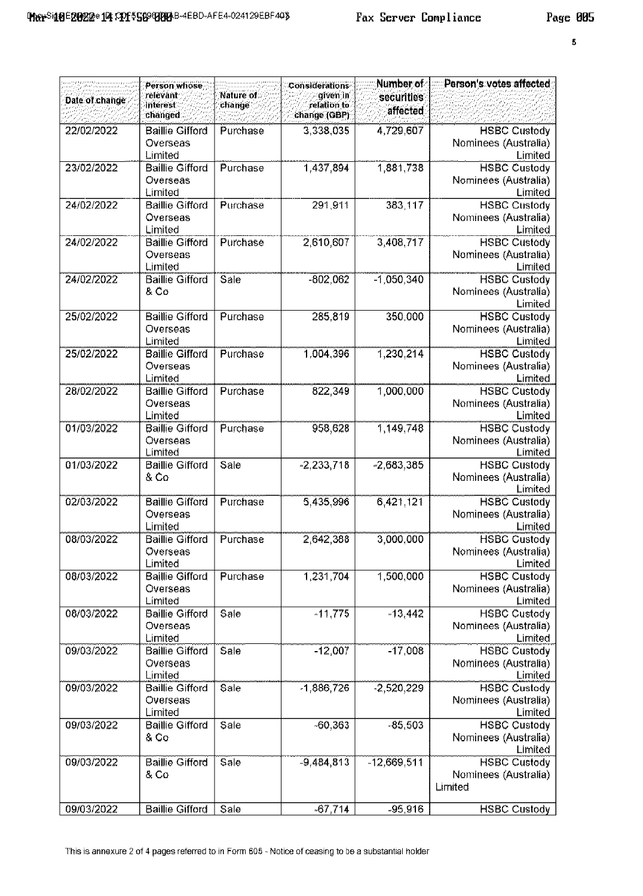| Date of change | Person whose relevant interest changed | Nature of change | Considerations given in relation to change (GBP) | Number of securities affected | Person's votes affected |
|---|---|---|---|---|---|
| 22/02/2022 | Baillie Gifford Overseas Limited | Purchase | 3,338,035 | 4,729,607 | HSBC Custody Nominees (Australia) Limited |
| 23/02/2022 | Baillie Gifford Overseas Limited | Purchase | 1,437,894 | 1,881,738 | HSBC Custody Nominees (Australia) Limited |
| 24/02/2022 | Baillie Gifford Overseas Limited | Purchase | 291,911 | 383,117 | HSBC Custody Nominees (Australia) Limited |
| 24/02/2022 | Baillie Gifford Overseas Limited | Purchase | 2,610,607 | 3,408,717 | HSBC Custody Nominees (Australia) Limited |
| 24/02/2022 | Baillie Gifford & Co | Sale | -802,062 | -1,050,340 | HSBC Custody Nominees (Australia) Limited |
| 25/02/2022 | Baillie Gifford Overseas Limited | Purchase | 285,819 | 350,000 | HSBC Custody Nominees (Australia) Limited |
| 25/02/2022 | Baillie Gifford Overseas Limited | Purchase | 1,004,396 | 1,230,214 | HSBC Custody Nominees (Australia) Limited |
| 28/02/2022 | Baillie Gifford Overseas Limited | Purchase | 822,349 | 1,000,000 | HSBC Custody Nominees (Australia) Limited |
| 01/03/2022 | Baillie Gifford Overseas Limited | Purchase | 958,628 | 1,149,748 | HSBC Custody Nominees (Australia) Limited |
| 01/03/2022 | Baillie Gifford & Co | Sale | -2,233,718 | -2,683,385 | HSBC Custody Nominees (Australia) Limited |
| 02/03/2022 | Baillie Gifford Overseas Limited | Purchase | 5,435,996 | 6,421,121 | HSBC Custody Nominees (Australia) Limited |
| 08/03/2022 | Baillie Gifford Overseas Limited | Purchase | 2,642,388 | 3,000,000 | HSBC Custody Nominees (Australia) Limited |
| 08/03/2022 | Baillie Gifford Overseas Limited | Purchase | 1,231,704 | 1,500,000 | HSBC Custody Nominees (Australia) Limited |
| 08/03/2022 | Baillie Gifford Overseas Limited | Sale | -11,775 | -13,442 | HSBC Custody Nominees (Australia) Limited |
| 09/03/2022 | Baillie Gifford Overseas Limited | Sale | -12,007 | -17,008 | HSBC Custody Nominees (Australia) Limited |
| 09/03/2022 | Baillie Gifford Overseas Limited | Sale | -1,886,726 | -2,520,229 | HSBC Custody Nominees (Australia) Limited |
| 09/03/2022 | Baillie Gifford & Co | Sale | -60,363 | -85,503 | HSBC Custody Nominees (Australia) Limited |
| 09/03/2022 | Baillie Gifford & Co | Sale | -9,484,813 | -12,669,511 | HSBC Custody Nominees (Australia) Limited |
| 09/03/2022 | Baillie Gifford | Sale | -67,714 | -95,916 | HSBC Custody |

This is annexure 2 of 4 pages referred to in Form 605 - Notice of ceasing to be a substantial holder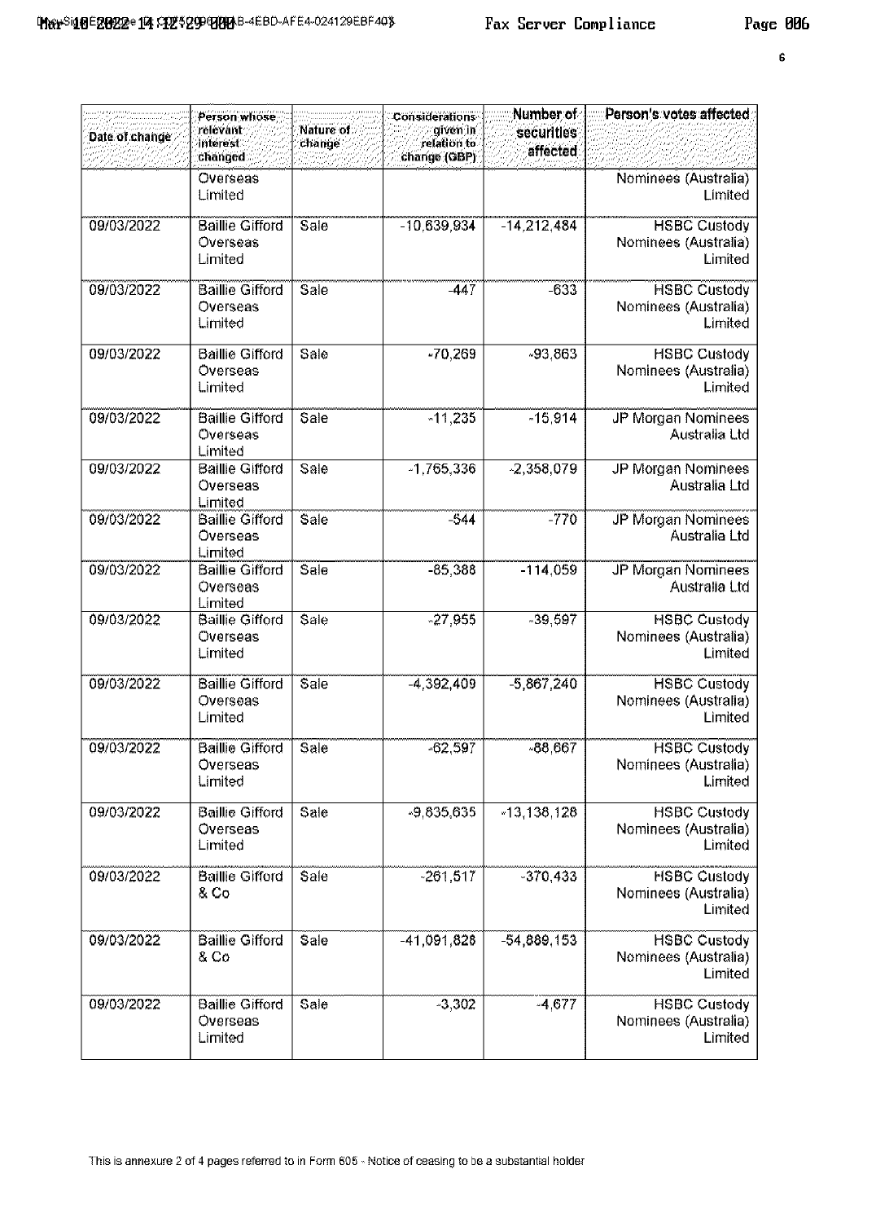| Date of change | Person whose relevant interest changed | Nature of change | Considerations given in relation to change (GBP) | Number of securities affected | Person's votes affected |
|---|---|---|---|---|---|
| | Overseas Limited | | | | Nominees (Australia) Limited |
| 09/03/2022 | Baillie Gifford Overseas Limited | Sale | -10,639,934 | -14,212,484 | HSBC Custody Nominees (Australia) Limited |
| 09/03/2022 | Baillie Gifford Overseas Limited | Sale | -447 | -633 | HSBC Custody Nominees (Australia) Limited |
| 09/03/2022 | Baillie Gifford Overseas Limited | Sale | -70,269 | -93,863 | HSBC Custody Nominees (Australia) Limited |
| 09/03/2022 | Baillie Gifford Overseas Limited | Sale | -11,235 | -15,914 | JP Morgan Nominees Australia Ltd |
| 09/03/2022 | Baillie Gifford Overseas Limited | Sale | -1,765,336 | -2,358,079 | JP Morgan Nominees Australia Ltd |
| 09/03/2022 | Baillie Gifford Overseas Limited | Sale | -544 | -770 | JP Morgan Nominees Australia Ltd |
| 09/03/2022 | Baillie Gifford Overseas Limited | Sale | -85,388 | -114,059 | JP Morgan Nominees Australia Ltd |
| 09/03/2022 | Baillie Gifford Overseas Limited | Sale | -27,955 | -39,597 | HSBC Custody Nominees (Australia) Limited |
| 09/03/2022 | Baillie Gifford Overseas Limited | Sale | -4,392,409 | -5,867,240 | HSBC Custody Nominees (Australia) Limited |
| 09/03/2022 | Baillie Gifford Overseas Limited | Sale | -62,597 | -88,667 | HSBC Custody Nominees (Australia) Limited |
| 09/03/2022 | Baillie Gifford Overseas Limited | Sale | -9,835,635 | -13,138,128 | HSBC Custody Nominees (Australia) Limited |
| 09/03/2022 | Baillie Gifford & Co | Sale | -261,517 | -370,433 | HSBC Custody Nominees (Australia) Limited |
| 09/03/2022 | Baillie Gifford & Co | Sale | -41,091,828 | -54,889,153 | HSBC Custody Nominees (Australia) Limited |
| 09/03/2022 | Baillie Gifford Overseas Limited | Sale | -3,302 | -4,677 | HSBC Custody Nominees (Australia) Limited |

This is annexure 2 of 4 pages referred to in Form 605 - Notice of ceasing to be a substantial holder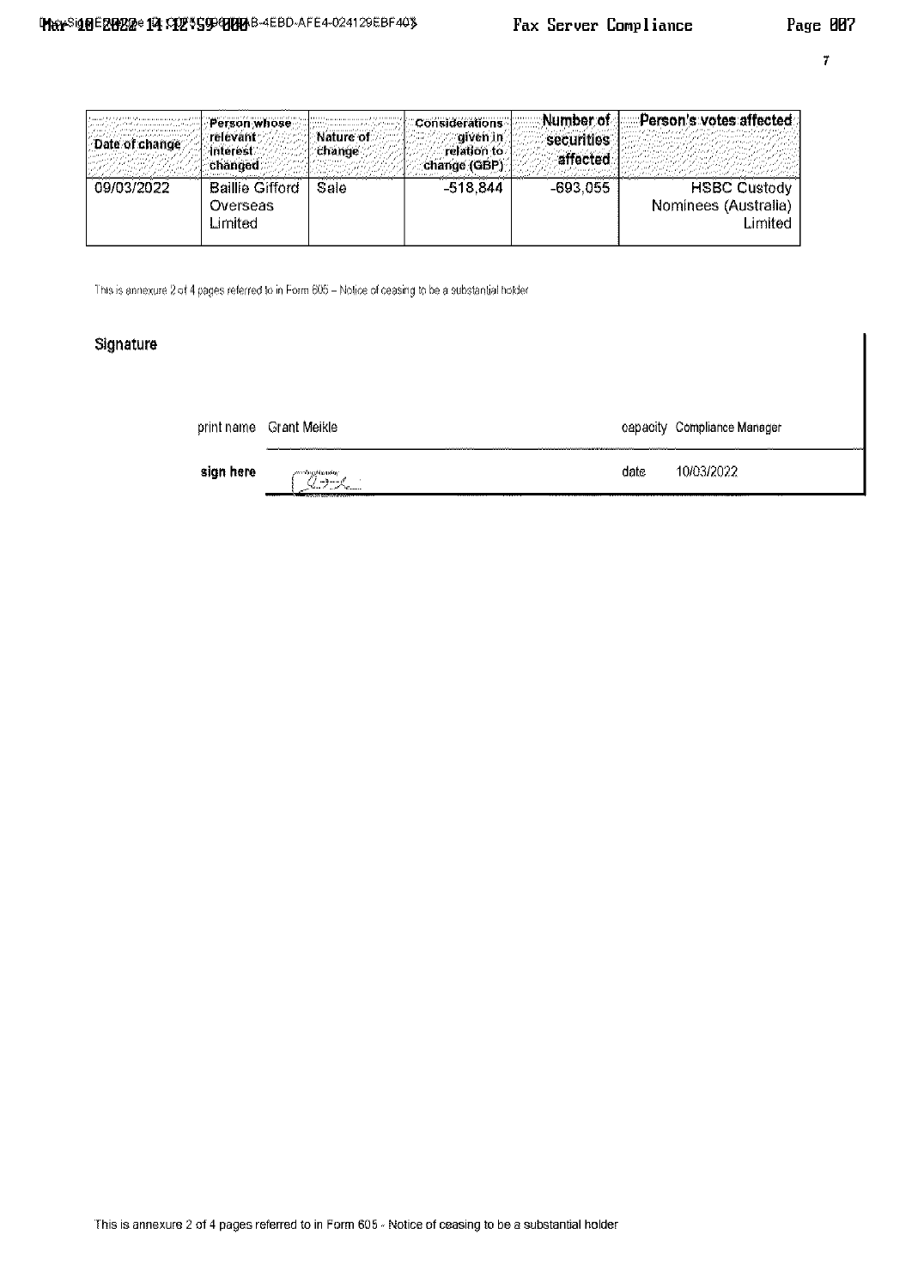| Date of change | Person whose relevant interest changed | Nature of change | Considerations given in relation to change (GBP) | Number of securities affected | Person's votes affected |
|---|---|---|---|---|---|
| 09/03/2022 | Baillie Gifford Overseas Limited | Sale | -518,844 | -693,055 | HSBC Custody Nominees (Australia) Limited |

This is annexure 2 of 4 pages referred to in Form 605 – Notice of ceasing to be a substantial holder

## Signature

print name Grant Meikle

capacity Compliance Manager

sign here

date 10/03/2022

This is annexure 2 of 4 pages referred to in Form 605 - Notice of ceasing to be a substantial holder